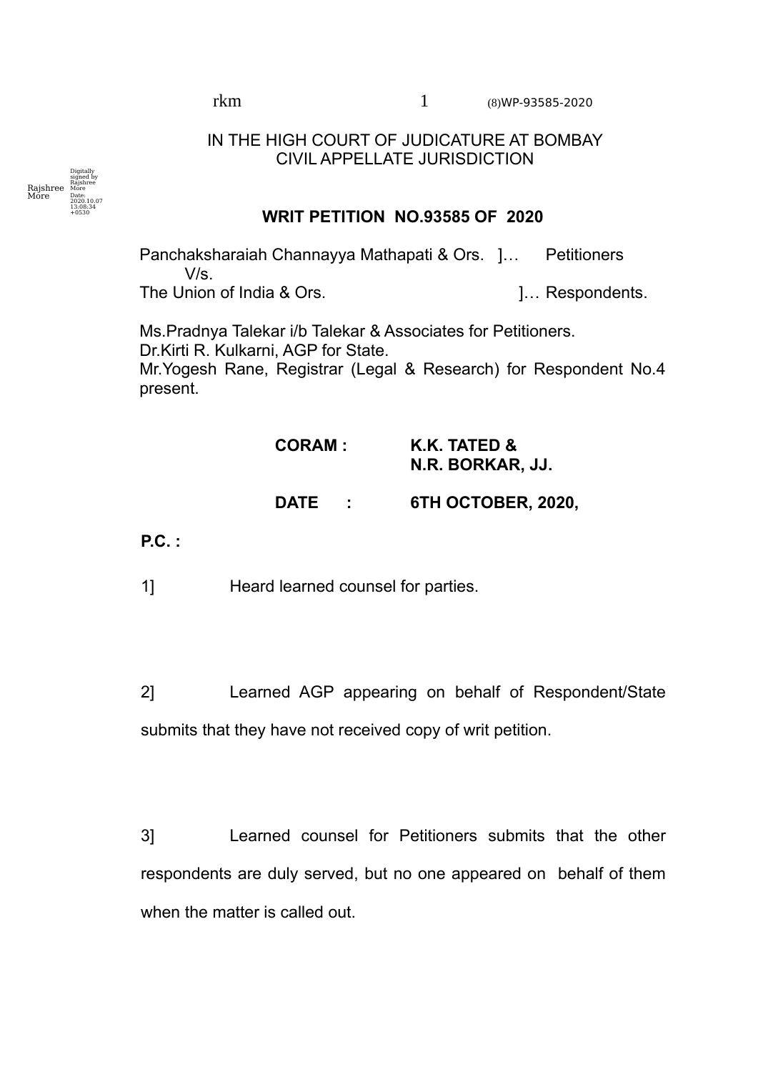IN THE HIGH COURT OF JUDICATURE AT BOMBAY
CIVIL APPELLATE JURISDICTION

**WRIT PETITION NO.93585 OF 2020**

Panchaksharaiah Channayya Mathapati & Ors. ]… Petitioners
V/s.
The Union of India & Ors. ]… Respondents.

Ms.Pradnya Talekar i/b Talekar & Associates for Petitioners.
Dr.Kirti R. Kulkarni, AGP for State.
Mr.Yogesh Rane, Registrar (Legal & Research) for Respondent No.4 present.

**CORAM : K.K. TATED &**
**N.R. BORKAR, JJ.**

**DATE : 6TH OCTOBER, 2020,**

**P.C. :**

1] Heard learned counsel for parties.

2] Learned AGP appearing on behalf of Respondent/State submits that they have not received copy of writ petition.

3] Learned counsel for Petitioners submits that the other respondents are duly served, but no one appeared on behalf of them when the matter is called out.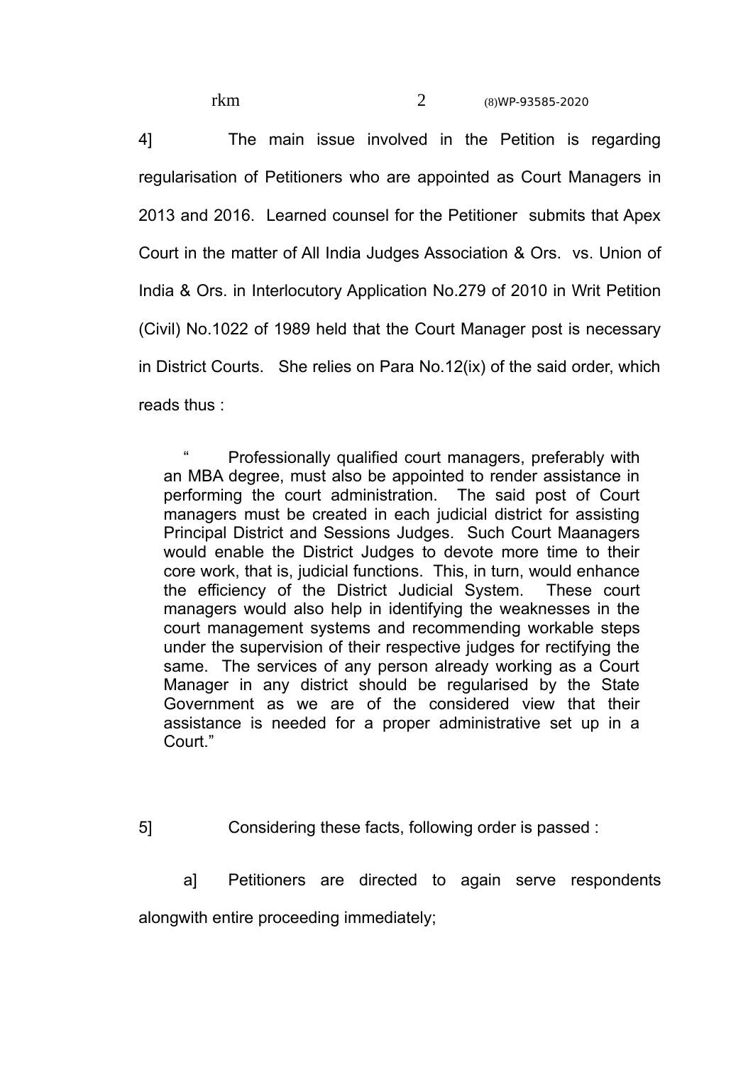4] The main issue involved in the Petition is regarding regularisation of Petitioners who are appointed as Court Managers in 2013 and 2016. Learned counsel for the Petitioner submits that Apex Court in the matter of All India Judges Association & Ors. vs. Union of India & Ors. in Interlocutory Application No.279 of 2010 in Writ Petition (Civil) No.1022 of 1989 held that the Court Manager post is necessary in District Courts. She relies on Para No.12(ix) of the said order, which reads thus :

> " Professionally qualified court managers, preferably with an MBA degree, must also be appointed to render assistance in performing the court administration. The said post of Court managers must be created in each judicial district for assisting Principal District and Sessions Judges. Such Court Maanagers would enable the District Judges to devote more time to their core work, that is, judicial functions. This, in turn, would enhance the efficiency of the District Judicial System. These court managers would also help in identifying the weaknesses in the court management systems and recommending workable steps under the supervision of their respective judges for rectifying the same. The services of any person already working as a Court Manager in any district should be regularised by the State Government as we are of the considered view that their assistance is needed for a proper administrative set up in a Court."

5] Considering these facts, following order is passed :

a] Petitioners are directed to again serve respondents alongwith entire proceeding immediately;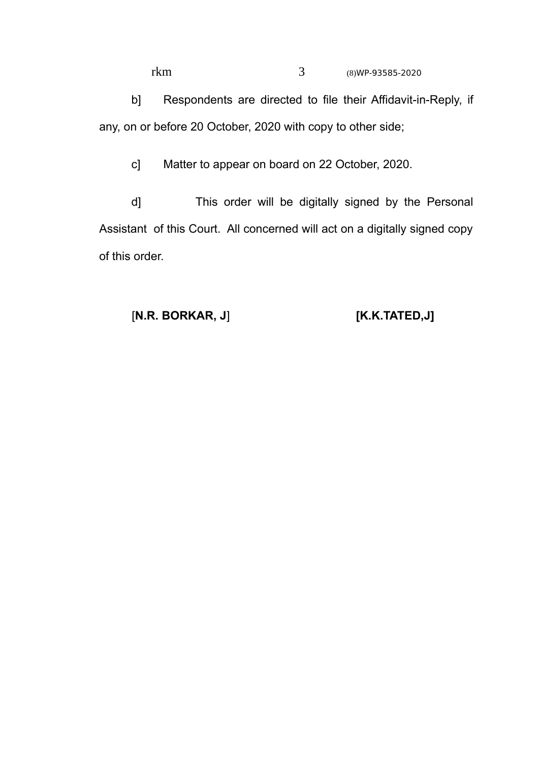b] Respondents are directed to file their Affidavit-in-Reply, if any, on or before 20 October, 2020 with copy to other side;

c] Matter to appear on board on 22 October, 2020.

d] This order will be digitally signed by the Personal Assistant of this Court. All concerned will act on a digitally signed copy of this order.

[**N.R. BORKAR, J**] **[K.K.TATED,J]**